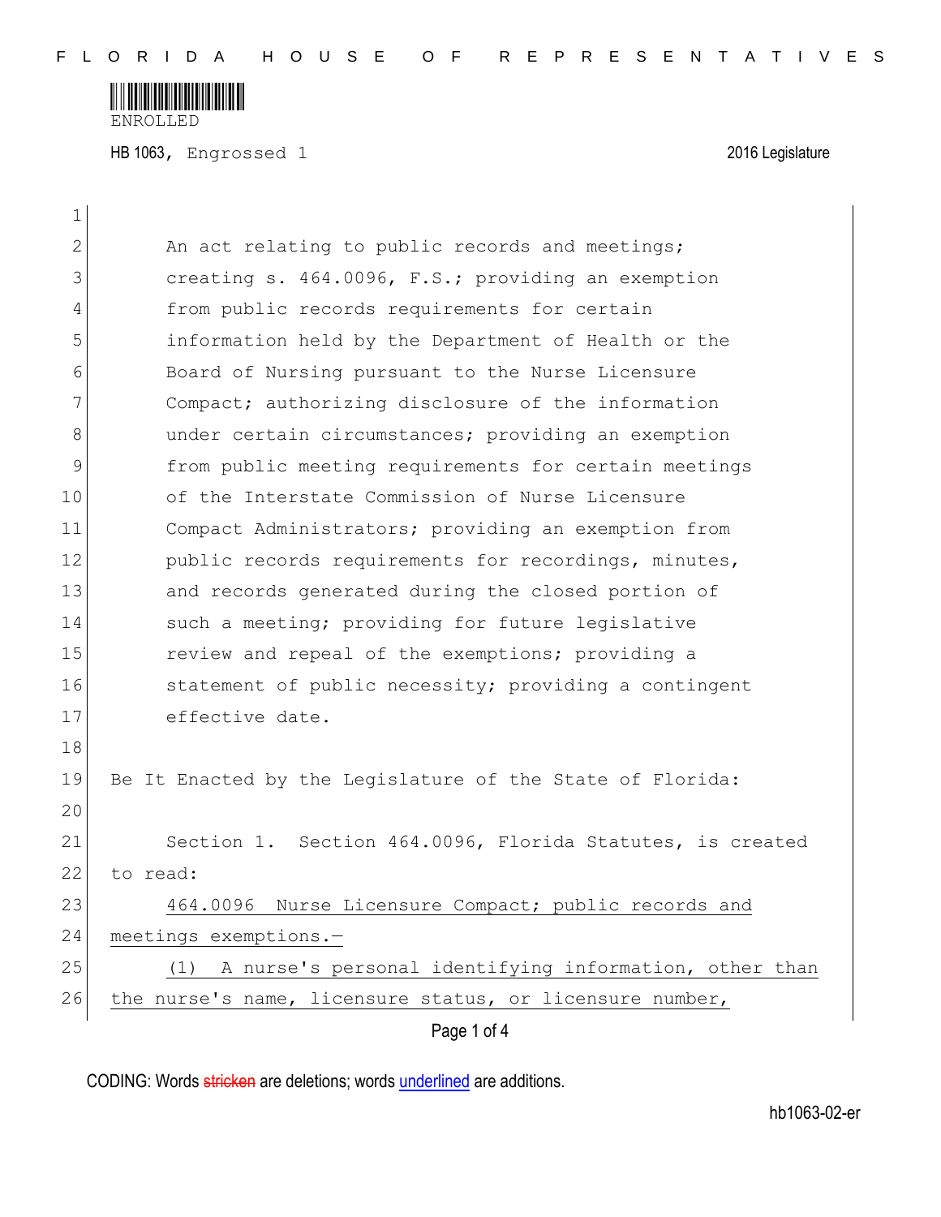ENROLLED

HB 1063, Engrossed 1 2016 Legislature

An act relating to public records and meetings; creating s. 464.0096, F.S.; providing an exemption from public records requirements for certain information held by the Department of Health or the Board of Nursing pursuant to the Nurse Licensure Compact; authorizing disclosure of the information under certain circumstances; providing an exemption from public meeting requirements for certain meetings of the Interstate Commission of Nurse Licensure Compact Administrators; providing an exemption from public records requirements for recordings, minutes, and records generated during the closed portion of such a meeting; providing for future legislative review and repeal of the exemptions; providing a statement of public necessity; providing a contingent effective date.

Be It Enacted by the Legislature of the State of Florida:

Section 1. Section 464.0096, Florida Statutes, is created to read:

464.0096 Nurse Licensure Compact; public records and meetings exemptions.—

(1) A nurse's personal identifying information, other than the nurse's name, licensure status, or licensure number,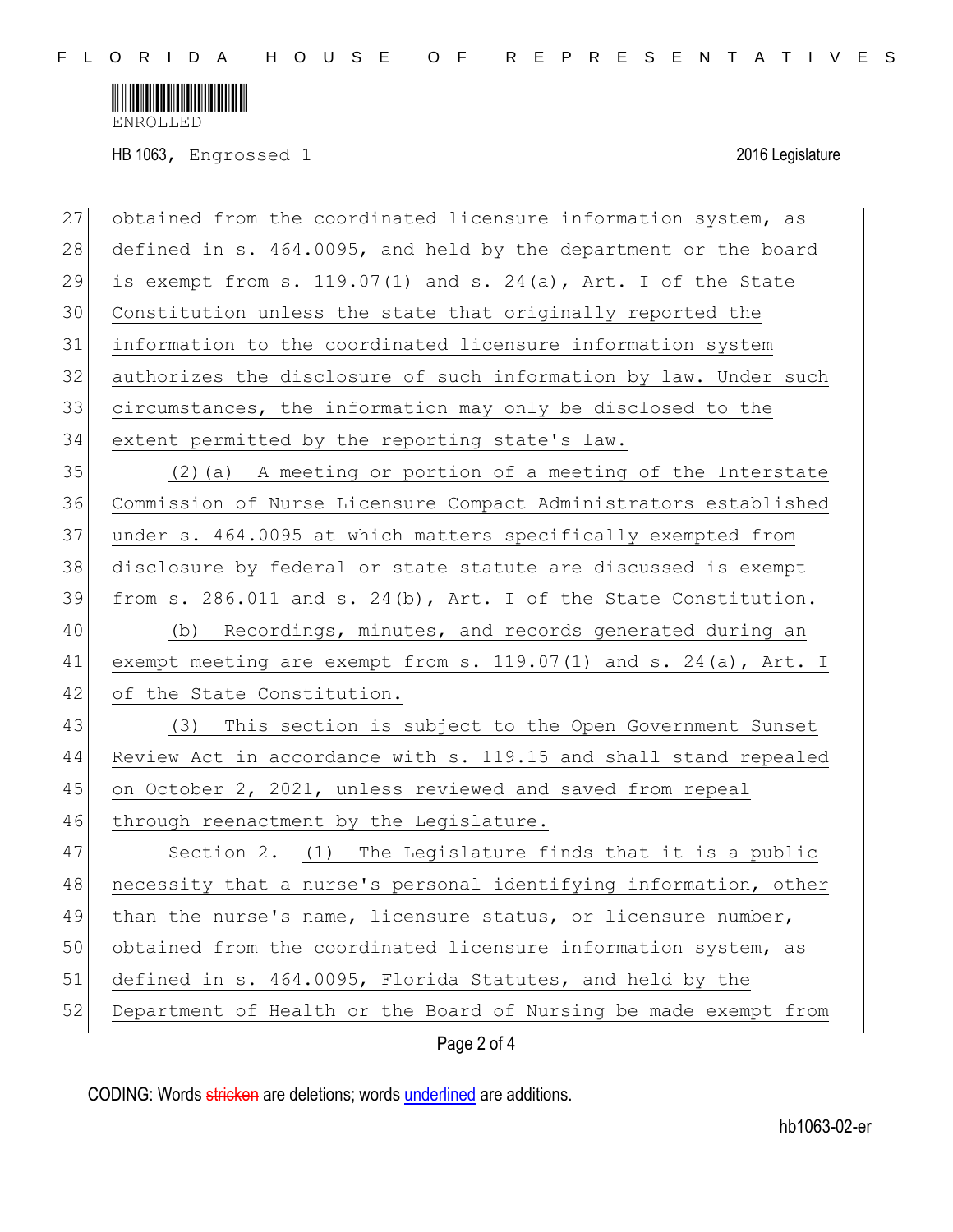obtained from the coordinated licensure information system, as defined in s. 464.0095, and held by the department or the board is exempt from s. 119.07(1) and s. 24(a), Art. I of the State Constitution unless the state that originally reported the information to the coordinated licensure information system authorizes the disclosure of such information by law. Under such circumstances, the information may only be disclosed to the extent permitted by the reporting state's law.

(2)(a) A meeting or portion of a meeting of the Interstate Commission of Nurse Licensure Compact Administrators established under s. 464.0095 at which matters specifically exempted from disclosure by federal or state statute are discussed is exempt from s. 286.011 and s. 24(b), Art. I of the State Constitution.

(b) Recordings, minutes, and records generated during an exempt meeting are exempt from s. 119.07(1) and s. 24(a), Art. I of the State Constitution.

(3) This section is subject to the Open Government Sunset Review Act in accordance with s. 119.15 and shall stand repealed on October 2, 2021, unless reviewed and saved from repeal through reenactment by the Legislature.

Section 2. (1) The Legislature finds that it is a public necessity that a nurse's personal identifying information, other than the nurse's name, licensure status, or licensure number, obtained from the coordinated licensure information system, as defined in s. 464.0095, Florida Statutes, and held by the Department of Health or the Board of Nursing be made exempt from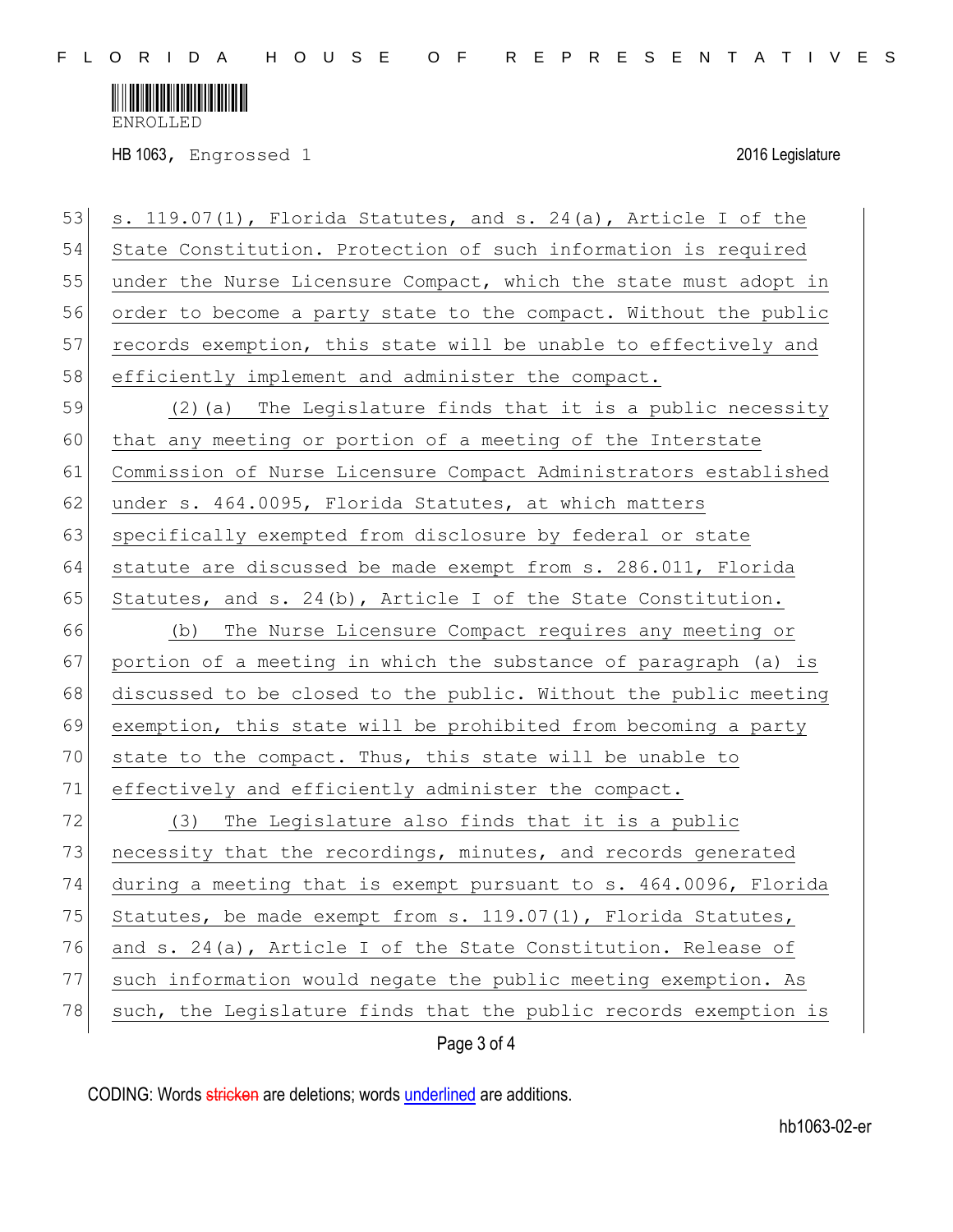s. 119.07(1), Florida Statutes, and s. 24(a), Article I of the State Constitution. Protection of such information is required under the Nurse Licensure Compact, which the state must adopt in order to become a party state to the compact. Without the public records exemption, this state will be unable to effectively and efficiently implement and administer the compact.

(2)(a) The Legislature finds that it is a public necessity that any meeting or portion of a meeting of the Interstate Commission of Nurse Licensure Compact Administrators established under s. 464.0095, Florida Statutes, at which matters specifically exempted from disclosure by federal or state statute are discussed be made exempt from s. 286.011, Florida Statutes, and s. 24(b), Article I of the State Constitution.

(b) The Nurse Licensure Compact requires any meeting or portion of a meeting in which the substance of paragraph (a) is discussed to be closed to the public. Without the public meeting exemption, this state will be prohibited from becoming a party state to the compact. Thus, this state will be unable to effectively and efficiently administer the compact.

(3) The Legislature also finds that it is a public necessity that the recordings, minutes, and records generated during a meeting that is exempt pursuant to s. 464.0096, Florida Statutes, be made exempt from s. 119.07(1), Florida Statutes, and s. 24(a), Article I of the State Constitution. Release of such information would negate the public meeting exemption. As such, the Legislature finds that the public records exemption is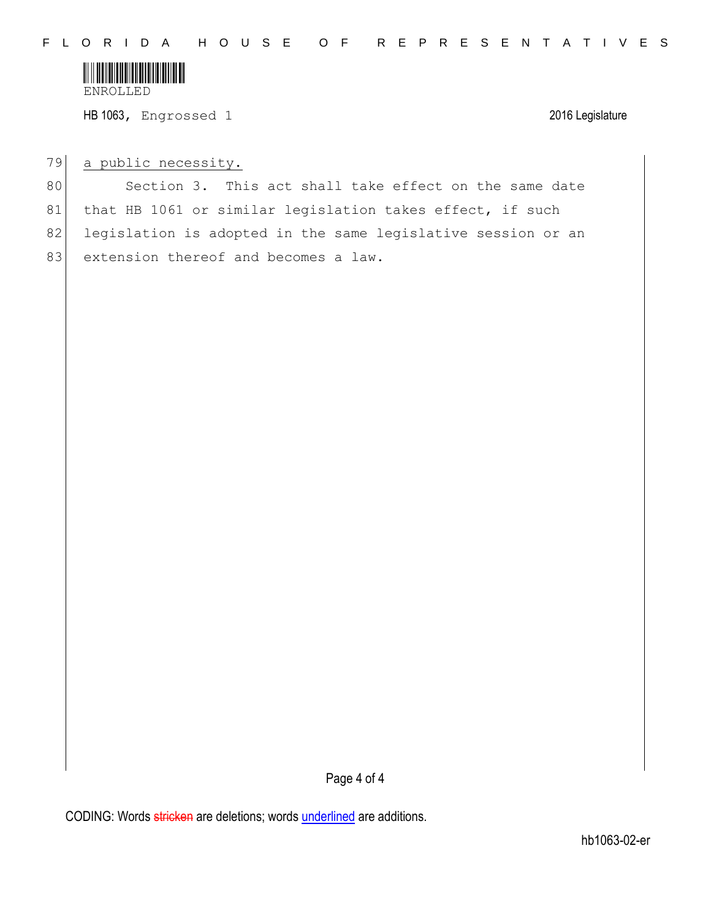a public necessity.

Section 3. This act shall take effect on the same date that HB 1061 or similar legislation takes effect, if such legislation is adopted in the same legislative session or an extension thereof and becomes a law.